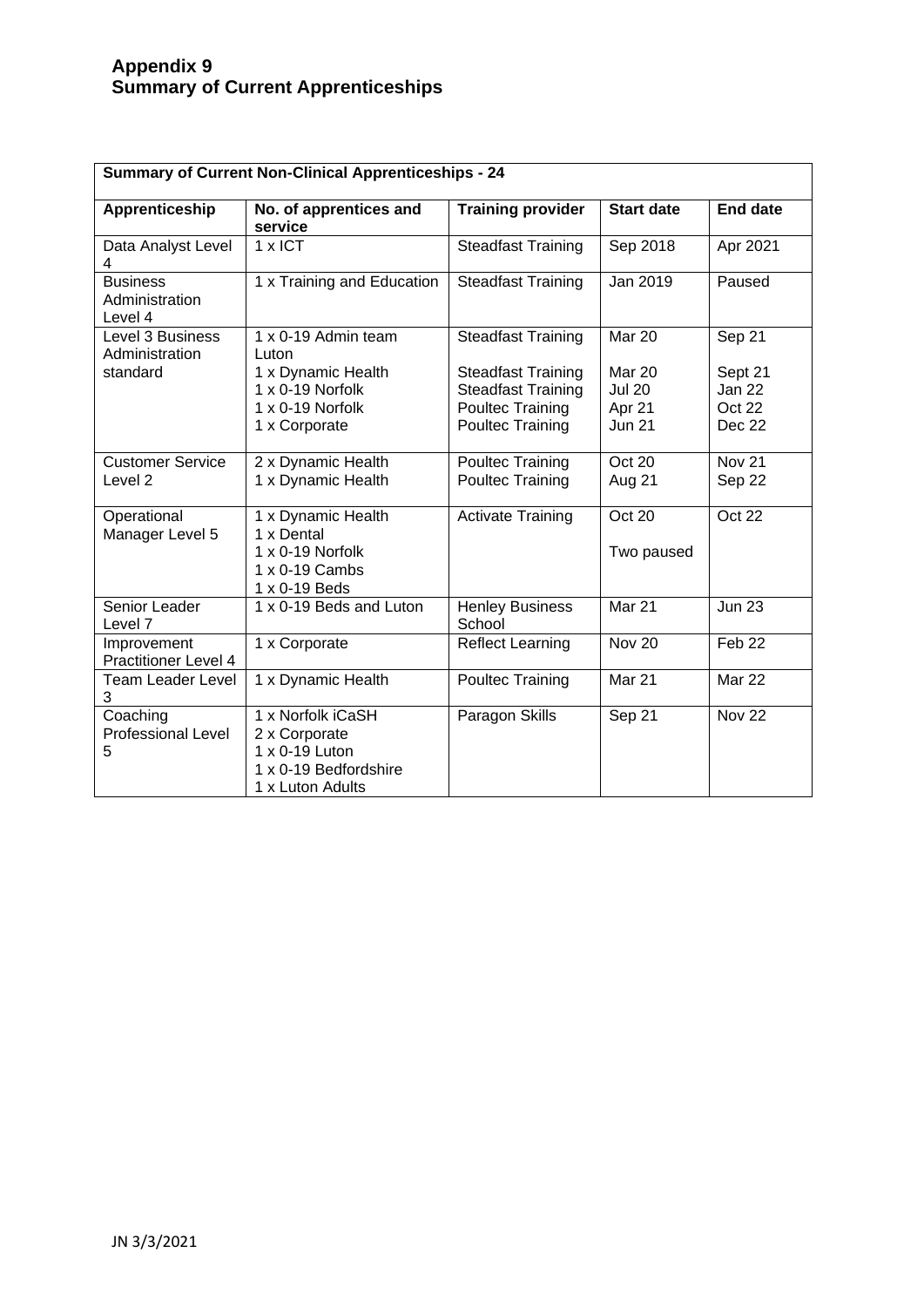# Appendix 9
# Summary of Current Apprenticeships

| **Summary of Current Non-Clinical Apprenticeships - 24** | | | | |
|---|---|---|---|---|
| **Apprenticeship** | **No. of apprentices and service** | **Training provider** | **Start date** | **End date** |
| Data Analyst Level 4 | 1 x ICT | Steadfast Training | Sep 2018 | Apr 2021 |
| Business Administration Level 4 | 1 x Training and Education | Steadfast Training | Jan 2019 | Paused |
| Level 3 Business Administration standard | 1 x 0-19 Admin team Luton<br>1 x Dynamic Health<br>1 x 0-19 Norfolk<br>1 x 0-19 Norfolk<br>1 x Corporate | Steadfast Training<br>Steadfast Training<br>Steadfast Training<br>Poultec Training<br>Poultec Training | Mar 20<br>Mar 20<br>Jul 20<br>Apr 21<br>Jun 21 | Sep 21<br>Sept 21<br>Jan 22<br>Oct 22<br>Dec 22 |
| Customer Service Level 2 | 2 x Dynamic Health<br>1 x Dynamic Health | Poultec Training<br>Poultec Training | Oct 20<br>Aug 21 | Nov 21<br>Sep 22 |
| Operational Manager Level 5 | 1 x Dynamic Health<br>1 x Dental<br>1 x 0-19 Norfolk<br>1 x 0-19 Cambs<br>1 x 0-19 Beds | Activate Training | Oct 20<br>Two paused | Oct 22 |
| Senior Leader Level 7 | 1 x 0-19 Beds and Luton | Henley Business School | Mar 21 | Jun 23 |
| Improvement Practitioner Level 4 | 1 x Corporate | Reflect Learning | Nov 20 | Feb 22 |
| Team Leader Level 3 | 1 x Dynamic Health | Poultec Training | Mar 21 | Mar 22 |
| Coaching Professional Level 5 | 1 x Norfolk iCaSH<br>2 x Corporate<br>1 x 0-19 Luton<br>1 x 0-19 Bedfordshire<br>1 x Luton Adults | Paragon Skills | Sep 21 | Nov 22 |

JN 3/3/2021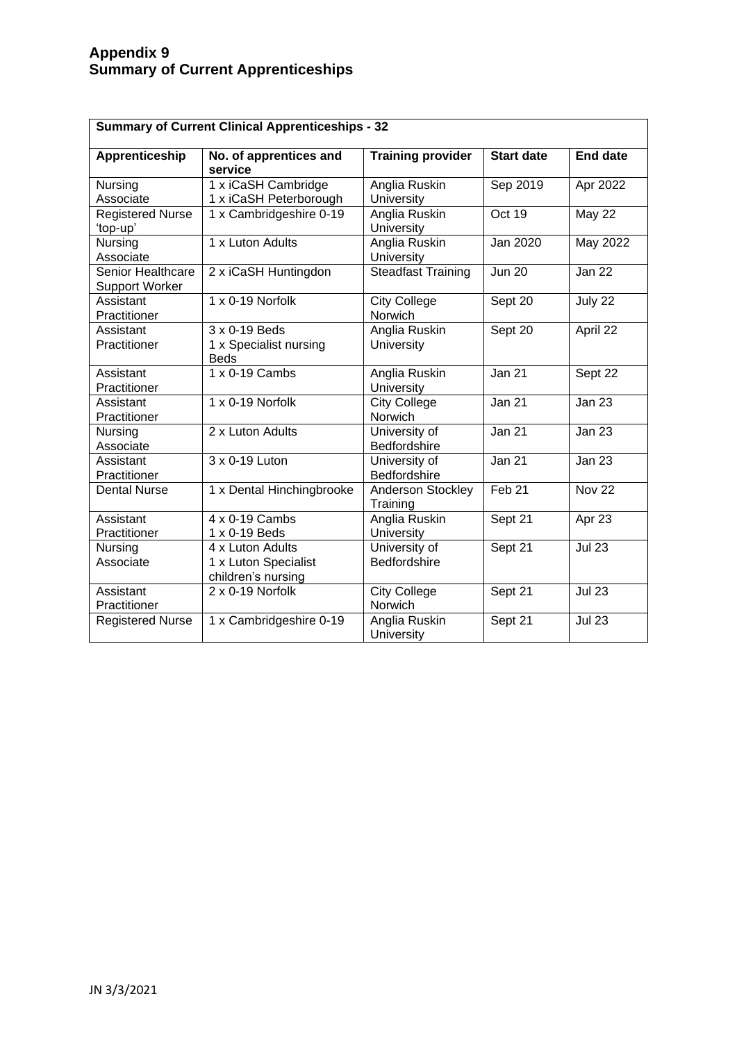# Appendix 9
# Summary of Current Apprenticeships

| Summary of Current Clinical Apprenticeships - 32 | | | | |
|---|---|---|---|---|
| **Apprenticeship** | **No. of apprentices and service** | **Training provider** | **Start date** | **End date** |
| Nursing Associate | 1 x iCaSH Cambridge<br>1 x iCaSH Peterborough | Anglia Ruskin University | Sep 2019 | Apr 2022 |
| Registered Nurse 'top-up' | 1 x Cambridgeshire 0-19 | Anglia Ruskin University | Oct 19 | May 22 |
| Nursing Associate | 1 x Luton Adults | Anglia Ruskin University | Jan 2020 | May 2022 |
| Senior Healthcare Support Worker | 2 x iCaSH Huntingdon | Steadfast Training | Jun 20 | Jan 22 |
| Assistant Practitioner | 1 x 0-19 Norfolk | City College Norwich | Sept 20 | July 22 |
| Assistant Practitioner | 3 x 0-19 Beds<br>1 x Specialist nursing Beds | Anglia Ruskin University | Sept 20 | April 22 |
| Assistant Practitioner | 1 x 0-19 Cambs | Anglia Ruskin University | Jan 21 | Sept 22 |
| Assistant Practitioner | 1 x 0-19 Norfolk | City College Norwich | Jan 21 | Jan 23 |
| Nursing Associate | 2 x Luton Adults | University of Bedfordshire | Jan 21 | Jan 23 |
| Assistant Practitioner | 3 x 0-19 Luton | University of Bedfordshire | Jan 21 | Jan 23 |
| Dental Nurse | 1 x Dental Hinchingbrooke | Anderson Stockley Training | Feb 21 | Nov 22 |
| Assistant Practitioner | 4 x 0-19 Cambs<br>1 x 0-19 Beds | Anglia Ruskin University | Sept 21 | Apr 23 |
| Nursing Associate | 4 x Luton Adults<br>1 x Luton Specialist children's nursing | University of Bedfordshire | Sept 21 | Jul 23 |
| Assistant Practitioner | 2 x 0-19 Norfolk | City College Norwich | Sept 21 | Jul 23 |
| Registered Nurse | 1 x Cambridgeshire 0-19 | Anglia Ruskin University | Sept 21 | Jul 23 |

JN 3/3/2021